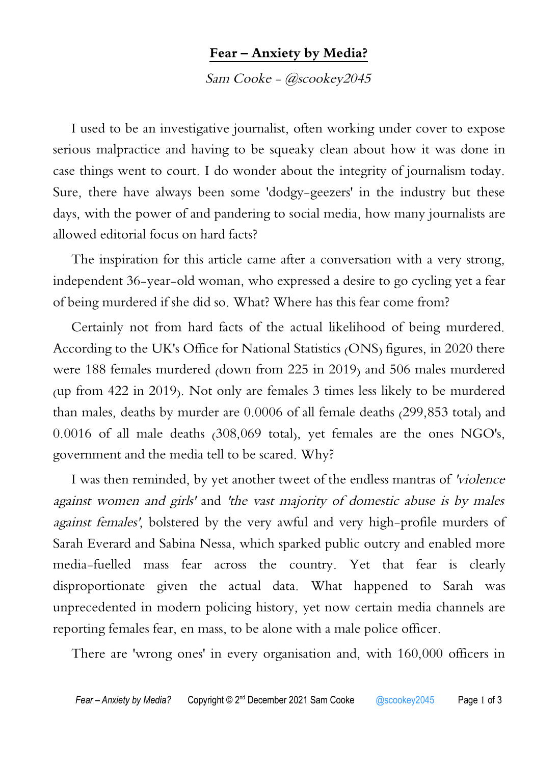# Fear – Anxiety by Media?

*Sam Cooke - @scookey2045*

I used to be an investigative journalist, often working under cover to expose serious malpractice and having to be squeaky clean about how it was done in case things went to court. I do wonder about the integrity of journalism today. Sure, there have always been some 'dodgy-geezers' in the industry but these days, with the power of and pandering to social media, how many journalists are allowed editorial focus on hard facts?

The inspiration for this article came after a conversation with a very strong, independent 36-year-old woman, who expressed a desire to go cycling yet a fear of being murdered if she did so. What? Where has this fear come from?

Certainly not from hard facts of the actual likelihood of being murdered. According to the UK's Office for National Statistics (ONS) figures, in 2020 there were 188 females murdered (down from 225 in 2019) and 506 males murdered (up from 422 in 2019). Not only are females 3 times less likely to be murdered than males, deaths by murder are 0.0006 of all female deaths (299,853 total) and 0.0016 of all male deaths (308,069 total), yet females are the ones NGO's, government and the media tell to be scared. Why?

I was then reminded, by yet another tweet of the endless mantras of *'violence against women and girls'* and *'the vast majority of domestic abuse is by males against females'*, bolstered by the very awful and very high-profile murders of Sarah Everard and Sabina Nessa, which sparked public outcry and enabled more media-fuelled mass fear across the country. Yet that fear is clearly disproportionate given the actual data. What happened to Sarah was unprecedented in modern policing history, yet now certain media channels are reporting females fear, en mass, to be alone with a male police officer.

There are 'wrong ones' in every organisation and, with 160,000 officers in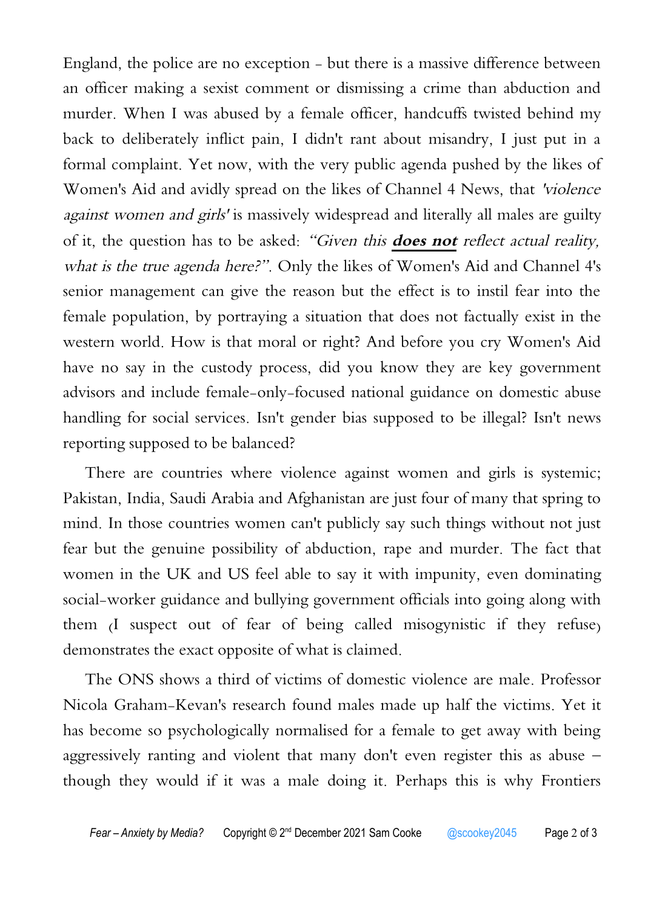England, the police are no exception - but there is a massive difference between an officer making a sexist comment or dismissing a crime than abduction and murder. When I was abused by a female officer, handcuffs twisted behind my back to deliberately inflict pain, I didn't rant about misandry, I just put in a formal complaint. Yet now, with the very public agenda pushed by the likes of Women's Aid and avidly spread on the likes of Channel 4 News, that *'violence against women and girls'* is massively widespread and literally all males are guilty of it, the question has to be asked: *"Given this **does not** reflect actual reality, what is the true agenda here?"*. Only the likes of Women's Aid and Channel 4's senior management can give the reason but the effect is to instil fear into the female population, by portraying a situation that does not factually exist in the western world. How is that moral or right? And before you cry Women's Aid have no say in the custody process, did you know they are key government advisors and include female-only-focused national guidance on domestic abuse handling for social services. Isn't gender bias supposed to be illegal? Isn't news reporting supposed to be balanced?

There are countries where violence against women and girls is systemic; Pakistan, India, Saudi Arabia and Afghanistan are just four of many that spring to mind. In those countries women can't publicly say such things without not just fear but the genuine possibility of abduction, rape and murder. The fact that women in the UK and US feel able to say it with impunity, even dominating social-worker guidance and bullying government officials into going along with them (I suspect out of fear of being called misogynistic if they refuse) demonstrates the exact opposite of what is claimed.

The ONS shows a third of victims of domestic violence are male. Professor Nicola Graham-Kevan's research found males made up half the victims. Yet it has become so psychologically normalised for a female to get away with being aggressively ranting and violent that many don't even register this as abuse – though they would if it was a male doing it. Perhaps this is why Frontiers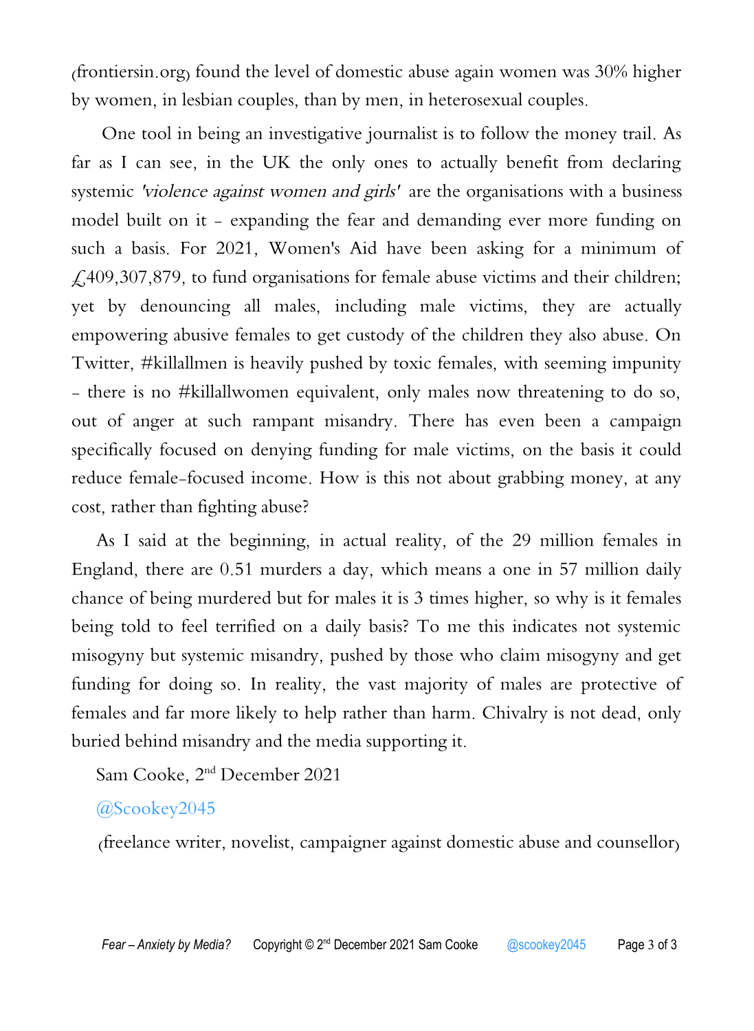(frontiersin.org) found the level of domestic abuse again women was 30% higher by women, in lesbian couples, than by men, in heterosexual couples.

One tool in being an investigative journalist is to follow the money trail. As far as I can see, in the UK the only ones to actually benefit from declaring systemic *'violence against women and girls'* are the organisations with a business model built on it – expanding the fear and demanding ever more funding on such a basis. For 2021, Women's Aid have been asking for a minimum of £409,307,879, to fund organisations for female abuse victims and their children; yet by denouncing all males, including male victims, they are actually empowering abusive females to get custody of the children they also abuse. On Twitter, #killallmen is heavily pushed by toxic females, with seeming impunity – there is no #killallwomen equivalent, only males now threatening to do so, out of anger at such rampant misandry. There has even been a campaign specifically focused on denying funding for male victims, on the basis it could reduce female-focused income. How is this not about grabbing money, at any cost, rather than fighting abuse?

As I said at the beginning, in actual reality, of the 29 million females in England, there are 0.51 murders a day, which means a one in 57 million daily chance of being murdered but for males it is 3 times higher, so why is it females being told to feel terrified on a daily basis? To me this indicates not systemic misogyny but systemic misandry, pushed by those who claim misogyny and get funding for doing so. In reality, the vast majority of males are protective of females and far more likely to help rather than harm. Chivalry is not dead, only buried behind misandry and the media supporting it.

Sam Cooke, 2nd December 2021

@Scookey2045

(freelance writer, novelist, campaigner against domestic abuse and counsellor)